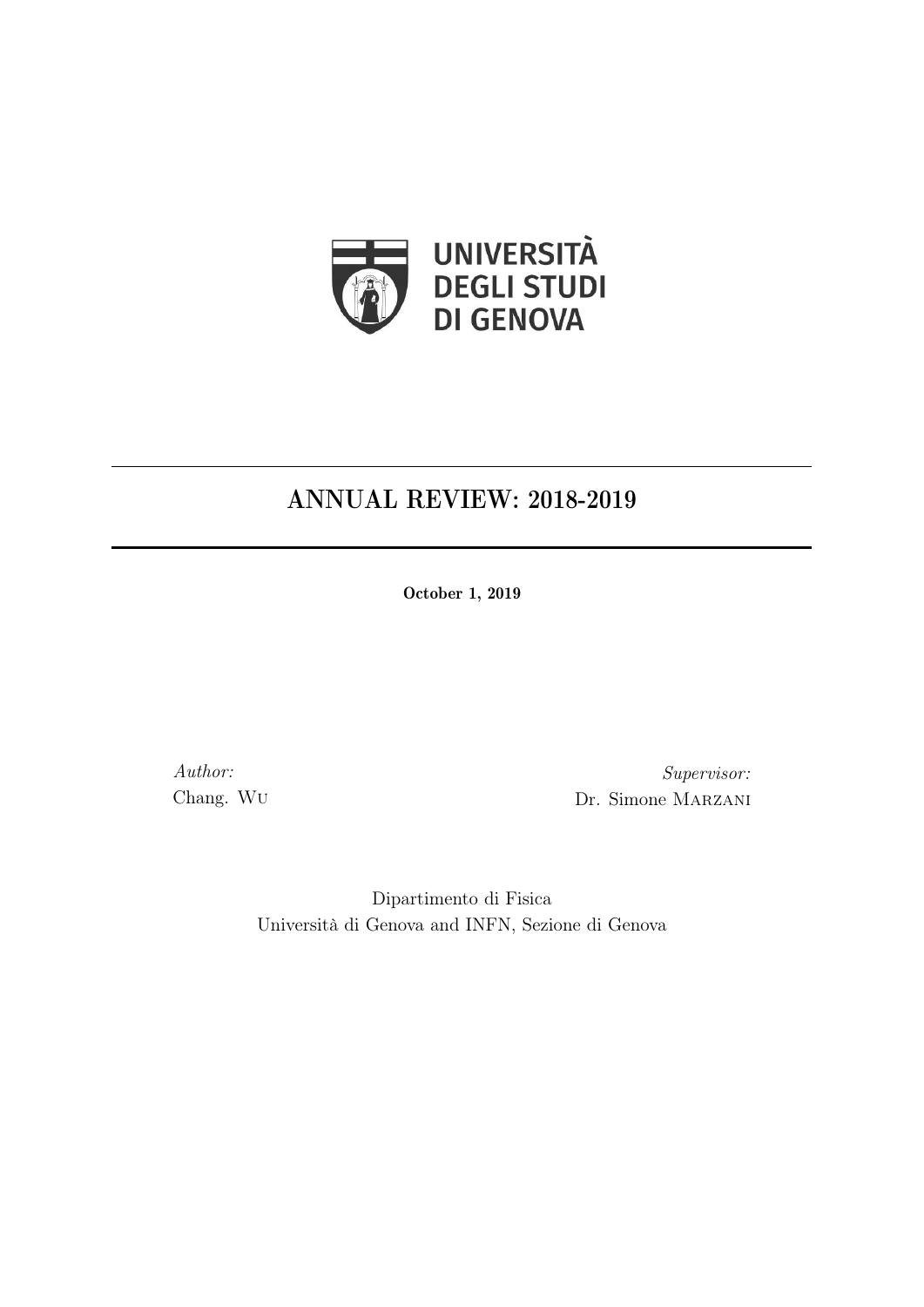UNIVERSITÀ
DEGLI STUDI
DI GENOVA

# ANNUAL REVIEW: 2018-2019

**October 1, 2019**

*Author:*
Chang. Wu

*Supervisor:*
Dr. Simone Marzani

Dipartimento di Fisica
Università di Genova and INFN, Sezione di Genova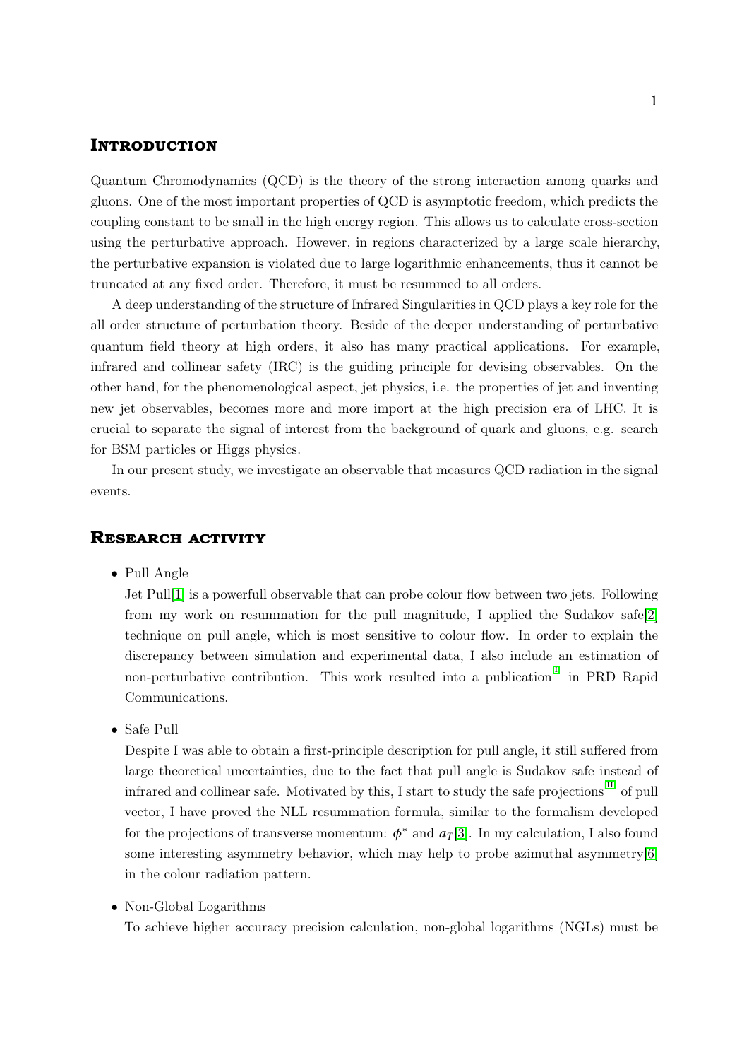## Introduction

Quantum Chromodynamics (QCD) is the theory of the strong interaction among quarks and gluons. One of the most important properties of QCD is asymptotic freedom, which predicts the coupling constant to be small in the high energy region. This allows us to calculate cross-section using the perturbative approach. However, in regions characterized by a large scale hierarchy, the perturbative expansion is violated due to large logarithmic enhancements, thus it cannot be truncated at any fixed order. Therefore, it must be resummed to all orders.

A deep understanding of the structure of Infrared Singularities in QCD plays a key role for the all order structure of perturbation theory. Beside of the deeper understanding of perturbative quantum field theory at high orders, it also has many practical applications. For example, infrared and collinear safety (IRC) is the guiding principle for devising observables. On the other hand, for the phenomenological aspect, jet physics, i.e. the properties of jet and inventing new jet observables, becomes more and more import at the high precision era of LHC. It is crucial to separate the signal of interest from the background of quark and gluons, e.g. search for BSM particles or Higgs physics.

In our present study, we investigate an observable that measures QCD radiation in the signal events.

## Research activity

- Pull Angle

  Jet Pull[1] is a powerfull observable that can probe colour flow between two jets. Following from my work on resummation for the pull magnitude, I applied the Sudakov safe[2] technique on pull angle, which is most sensitive to colour flow. In order to explain the discrepancy between simulation and experimental data, I also include an estimation of non-perturbative contribution. This work resulted into a publication[I] in PRD Rapid Communications.

- Safe Pull

  Despite I was able to obtain a first-principle description for pull angle, it still suffered from large theoretical uncertainties, due to the fact that pull angle is Sudakov safe instead of infrared and collinear safe. Motivated by this, I start to study the safe projections[II] of pull vector, I have proved the NLL resummation formula, similar to the formalism developed for the projections of transverse momentum: $\phi^*$ and $a_T$[3]. In my calculation, I also found some interesting asymmetry behavior, which may help to probe azimuthal asymmetry[6] in the colour radiation pattern.

- Non-Global Logarithms

  To achieve higher accuracy precision calculation, non-global logarithms (NGLs) must be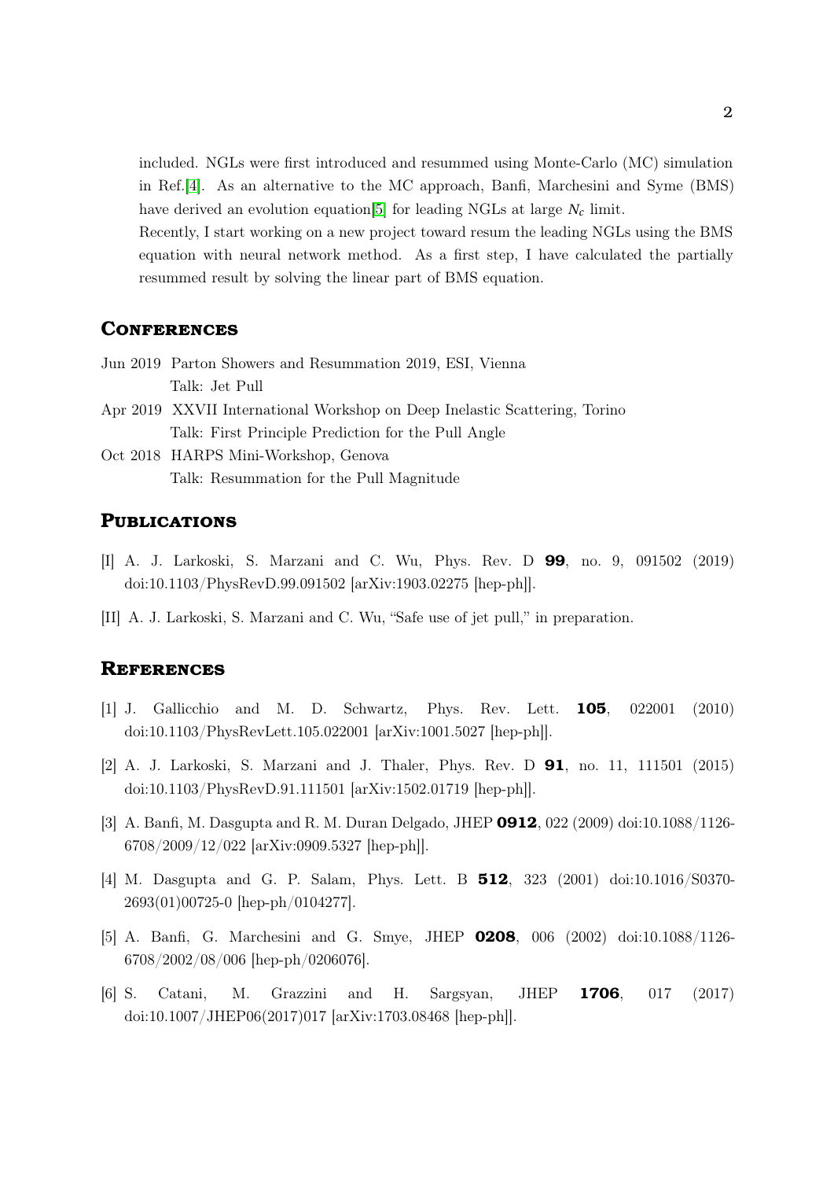included. NGLs were first introduced and resummed using Monte-Carlo (MC) simulation in Ref.[4]. As an alternative to the MC approach, Banfi, Marchesini and Syme (BMS) have derived an evolution equation[5] for leading NGLs at large $N_c$ limit.

Recently, I start working on a new project toward resum the leading NGLs using the BMS equation with neural network method. As a first step, I have calculated the partially resummed result by solving the linear part of BMS equation.

## Conferences

Jun 2019 Parton Showers and Resummation 2019, ESI, Vienna
Talk: Jet Pull

Apr 2019 XXVII International Workshop on Deep Inelastic Scattering, Torino
Talk: First Principle Prediction for the Pull Angle

Oct 2018 HARPS Mini-Workshop, Genova
Talk: Resummation for the Pull Magnitude

## Publications

[I] A. J. Larkoski, S. Marzani and C. Wu, Phys. Rev. D **99**, no. 9, 091502 (2019) doi:10.1103/PhysRevD.99.091502 [arXiv:1903.02275 [hep-ph]].

[II] A. J. Larkoski, S. Marzani and C. Wu, "Safe use of jet pull," in preparation.

## References

[1] J. Gallicchio and M. D. Schwartz, Phys. Rev. Lett. **105**, 022001 (2010) doi:10.1103/PhysRevLett.105.022001 [arXiv:1001.5027 [hep-ph]].

[2] A. J. Larkoski, S. Marzani and J. Thaler, Phys. Rev. D **91**, no. 11, 111501 (2015) doi:10.1103/PhysRevD.91.111501 [arXiv:1502.01719 [hep-ph]].

[3] A. Banfi, M. Dasgupta and R. M. Duran Delgado, JHEP **0912**, 022 (2009) doi:10.1088/1126-6708/2009/12/022 [arXiv:0909.5327 [hep-ph]].

[4] M. Dasgupta and G. P. Salam, Phys. Lett. B **512**, 323 (2001) doi:10.1016/S0370-2693(01)00725-0 [hep-ph/0104277].

[5] A. Banfi, G. Marchesini and G. Smye, JHEP **0208**, 006 (2002) doi:10.1088/1126-6708/2002/08/006 [hep-ph/0206076].

[6] S. Catani, M. Grazzini and H. Sargsyan, JHEP **1706**, 017 (2017) doi:10.1007/JHEP06(2017)017 [arXiv:1703.08468 [hep-ph]].